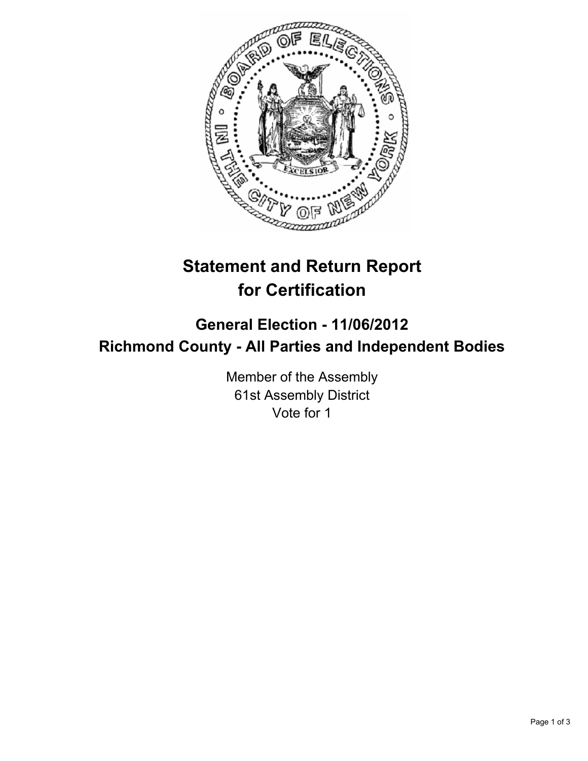# Statement and Return Report for Certification

## General Election - 11/06/2012
## Richmond County - All Parties and Independent Bodies

Member of the Assembly
61st Assembly District
Vote for 1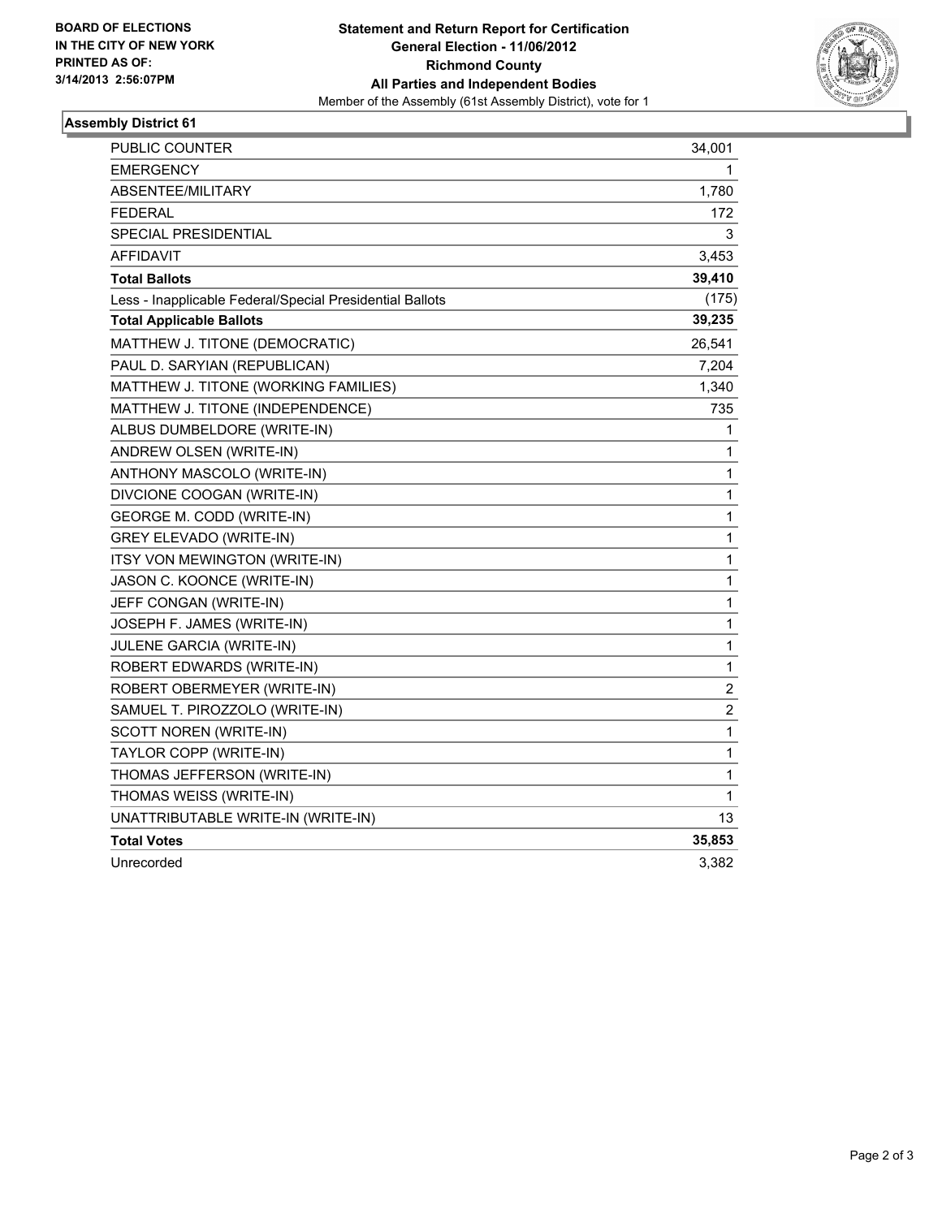**BOARD OF ELECTIONS IN THE CITY OF NEW YORK PRINTED AS OF: 3/14/2013 2:56:07PM**

**Statement and Return Report for Certification**
**General Election - 11/06/2012**
**Richmond County**
**All Parties and Independent Bodies**
Member of the Assembly (61st Assembly District), vote for 1

## Assembly District 61

| | |
|---|---|
| PUBLIC COUNTER | 34,001 |
| EMERGENCY | 1 |
| ABSENTEE/MILITARY | 1,780 |
| FEDERAL | 172 |
| SPECIAL PRESIDENTIAL | 3 |
| AFFIDAVIT | 3,453 |
| **Total Ballots** | **39,410** |
| Less - Inapplicable Federal/Special Presidential Ballots | (175) |
| **Total Applicable Ballots** | **39,235** |
| MATTHEW J. TITONE (DEMOCRATIC) | 26,541 |
| PAUL D. SARYIAN (REPUBLICAN) | 7,204 |
| MATTHEW J. TITONE (WORKING FAMILIES) | 1,340 |
| MATTHEW J. TITONE (INDEPENDENCE) | 735 |
| ALBUS DUMBELDORE (WRITE-IN) | 1 |
| ANDREW OLSEN (WRITE-IN) | 1 |
| ANTHONY MASCOLO (WRITE-IN) | 1 |
| DIVCIONE COOGAN (WRITE-IN) | 1 |
| GEORGE M. CODD (WRITE-IN) | 1 |
| GREY ELEVADO (WRITE-IN) | 1 |
| ITSY VON MEWINGTON (WRITE-IN) | 1 |
| JASON C. KOONCE (WRITE-IN) | 1 |
| JEFF CONGAN (WRITE-IN) | 1 |
| JOSEPH F. JAMES (WRITE-IN) | 1 |
| JULENE GARCIA (WRITE-IN) | 1 |
| ROBERT EDWARDS (WRITE-IN) | 1 |
| ROBERT OBERMEYER (WRITE-IN) | 2 |
| SAMUEL T. PIROZZOLO (WRITE-IN) | 2 |
| SCOTT NOREN (WRITE-IN) | 1 |
| TAYLOR COPP (WRITE-IN) | 1 |
| THOMAS JEFFERSON (WRITE-IN) | 1 |
| THOMAS WEISS (WRITE-IN) | 1 |
| UNATTRIBUTABLE WRITE-IN (WRITE-IN) | 13 |
| **Total Votes** | **35,853** |
| Unrecorded | 3,382 |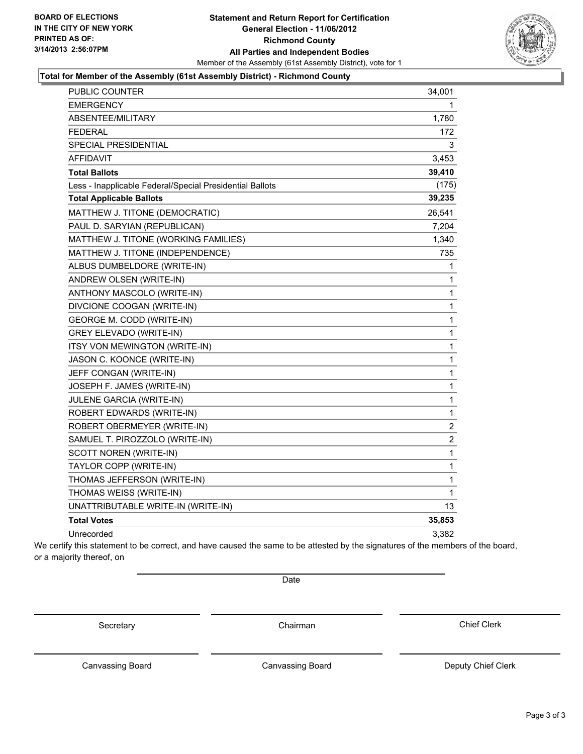**BOARD OF ELECTIONS IN THE CITY OF NEW YORK PRINTED AS OF: 3/14/2013 2:56:07PM**

**Statement and Return Report for Certification General Election - 11/06/2012 Richmond County All Parties and Independent Bodies**

Member of the Assembly (61st Assembly District), vote for 1

**Total for Member of the Assembly (61st Assembly District) - Richmond County**

| | |
|---|---|
| PUBLIC COUNTER | 34,001 |
| EMERGENCY | 1 |
| ABSENTEE/MILITARY | 1,780 |
| FEDERAL | 172 |
| SPECIAL PRESIDENTIAL | 3 |
| AFFIDAVIT | 3,453 |
| **Total Ballots** | **39,410** |
| Less - Inapplicable Federal/Special Presidential Ballots | (175) |
| **Total Applicable Ballots** | **39,235** |
| MATTHEW J. TITONE (DEMOCRATIC) | 26,541 |
| PAUL D. SARYIAN (REPUBLICAN) | 7,204 |
| MATTHEW J. TITONE (WORKING FAMILIES) | 1,340 |
| MATTHEW J. TITONE (INDEPENDENCE) | 735 |
| ALBUS DUMBELDORE (WRITE-IN) | 1 |
| ANDREW OLSEN (WRITE-IN) | 1 |
| ANTHONY MASCOLO (WRITE-IN) | 1 |
| DIVCIONE COOGAN (WRITE-IN) | 1 |
| GEORGE M. CODD (WRITE-IN) | 1 |
| GREY ELEVADO (WRITE-IN) | 1 |
| ITSY VON MEWINGTON (WRITE-IN) | 1 |
| JASON C. KOONCE (WRITE-IN) | 1 |
| JEFF CONGAN (WRITE-IN) | 1 |
| JOSEPH F. JAMES (WRITE-IN) | 1 |
| JULENE GARCIA (WRITE-IN) | 1 |
| ROBERT EDWARDS (WRITE-IN) | 1 |
| ROBERT OBERMEYER (WRITE-IN) | 2 |
| SAMUEL T. PIROZZOLO (WRITE-IN) | 2 |
| SCOTT NOREN (WRITE-IN) | 1 |
| TAYLOR COPP (WRITE-IN) | 1 |
| THOMAS JEFFERSON (WRITE-IN) | 1 |
| THOMAS WEISS (WRITE-IN) | 1 |
| UNATTRIBUTABLE WRITE-IN (WRITE-IN) | 13 |
| **Total Votes** | **35,853** |
| Unrecorded | 3,382 |

We certify this statement to be correct, and have caused the same to be attested by the signatures of the members of the board, or a majority thereof, on

Date

Secretary

Chairman

Chief Clerk

Canvassing Board

Canvassing Board

Deputy Chief Clerk